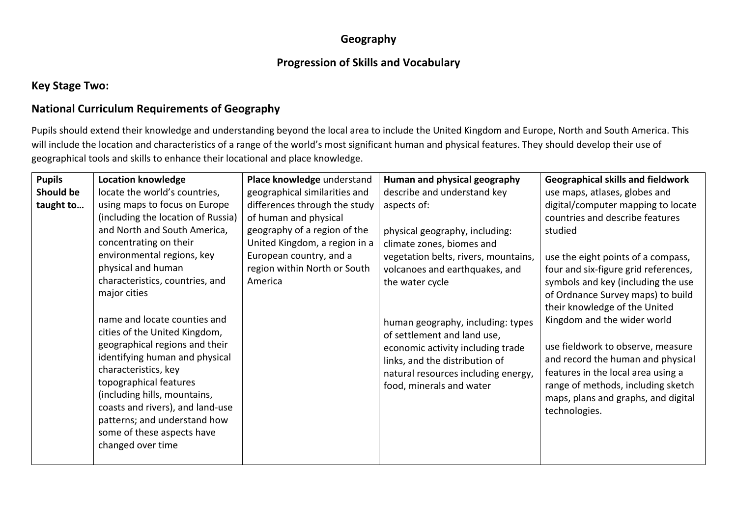# Geography

## Progression of Skills and Vocabulary

### Key Stage Two:

### National Curriculum Requirements of Geography

Pupils should extend their knowledge and understanding beyond the local area to include the United Kingdom and Europe, North and South America. This will include the location and characteristics of a range of the world's most significant human and physical features. They should develop their use of geographical tools and skills to enhance their locational and place knowledge.

| **Pupils Should be taught to…** | **Location knowledge** locate the world's countries, using maps to focus on Europe (including the location of Russia) and North and South America, concentrating on their environmental regions, key physical and human characteristics, countries, and major cities<br><br>name and locate counties and cities of the United Kingdom, geographical regions and their identifying human and physical characteristics, key topographical features (including hills, mountains, coasts and rivers), and land-use patterns; and understand how some of these aspects have changed over time | **Place knowledge** understand geographical similarities and differences through the study of human and physical geography of a region of the United Kingdom, a region in a European country, and a region within North or South America | **Human and physical geography** describe and understand key aspects of:<br><br>physical geography, including: climate zones, biomes and vegetation belts, rivers, mountains, volcanoes and earthquakes, and the water cycle<br><br>human geography, including: types of settlement and land use, economic activity including trade links, and the distribution of natural resources including energy, food, minerals and water | **Geographical skills and fieldwork** use maps, atlases, globes and digital/computer mapping to locate countries and describe features studied<br><br>use the eight points of a compass, four and six-figure grid references, symbols and key (including the use of Ordnance Survey maps) to build their knowledge of the United Kingdom and the wider world<br><br>use fieldwork to observe, measure and record the human and physical features in the local area using a range of methods, including sketch maps, plans and graphs, and digital technologies. |
|---|---|---|---|---|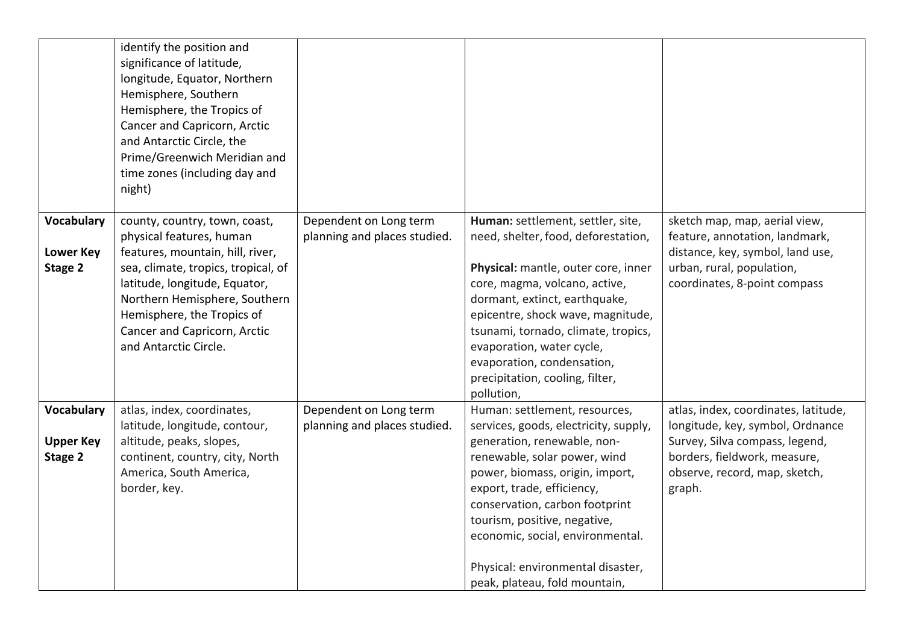| | | | | |
|---|---|---|---|---|
| | identify the position and significance of latitude, longitude, Equator, Northern Hemisphere, Southern Hemisphere, the Tropics of Cancer and Capricorn, Arctic and Antarctic Circle, the Prime/Greenwich Meridian and time zones (including day and night) | | | |
| **Vocabulary**<br><br>**Lower Key Stage 2** | county, country, town, coast, physical features, human features, mountain, hill, river, sea, climate, tropics, tropical, of latitude, longitude, Equator, Northern Hemisphere, Southern Hemisphere, the Tropics of Cancer and Capricorn, Arctic and Antarctic Circle. | Dependent on Long term planning and places studied. | **Human:** settlement, settler, site, need, shelter, food, deforestation,<br><br>**Physical:** mantle, outer core, inner core, magma, volcano, active, dormant, extinct, earthquake, epicentre, shock wave, magnitude, tsunami, tornado, climate, tropics, evaporation, water cycle, evaporation, condensation, precipitation, cooling, filter, pollution, | sketch map, map, aerial view, feature, annotation, landmark, distance, key, symbol, land use, urban, rural, population, coordinates, 8-point compass |
| **Vocabulary**<br><br>**Upper Key Stage 2** | atlas, index, coordinates, latitude, longitude, contour, altitude, peaks, slopes, continent, country, city, North America, South America, border, key. | Dependent on Long term planning and places studied. | Human: settlement, resources, services, goods, electricity, supply, generation, renewable, non-renewable, solar power, wind power, biomass, origin, import, export, trade, efficiency, conservation, carbon footprint tourism, positive, negative, economic, social, environmental.<br><br>Physical: environmental disaster, peak, plateau, fold mountain, | atlas, index, coordinates, latitude, longitude, key, symbol, Ordnance Survey, Silva compass, legend, borders, fieldwork, measure, observe, record, map, sketch, graph. |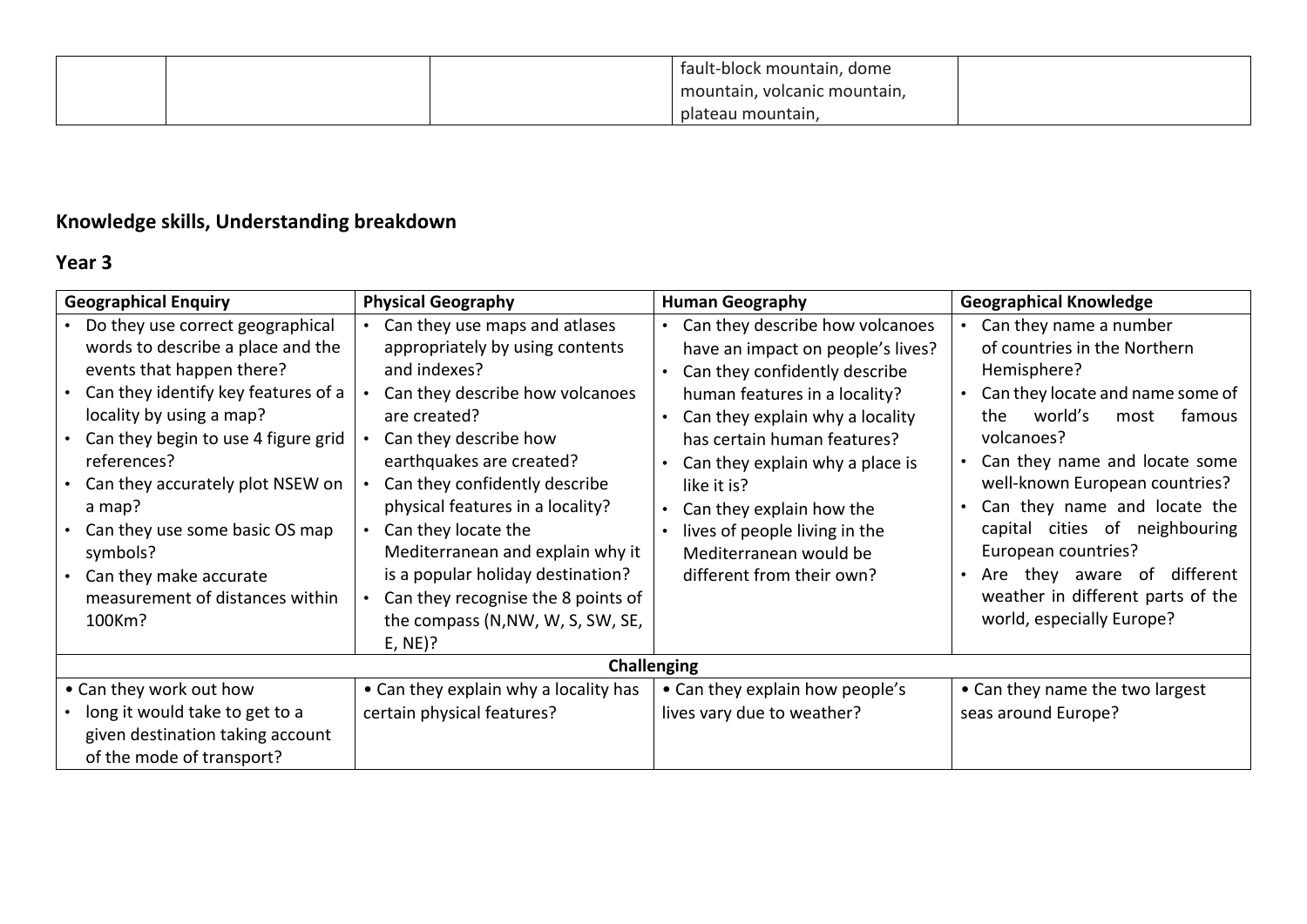| | | | fault-block mountain, dome mountain, volcanic mountain, plateau mountain, | |
|---|---|---|---|---|

## Knowledge skills, Understanding breakdown

## Year 3

| Geographical Enquiry | Physical Geography | Human Geography | Geographical Knowledge |
|---|---|---|---|
| • Do they use correct geographical words to describe a place and the events that happen there?<br>• Can they identify key features of a locality by using a map?<br>• Can they begin to use 4 figure grid references?<br>• Can they accurately plot NSEW on a map?<br>• Can they use some basic OS map symbols?<br>• Can they make accurate measurement of distances within 100Km? | • Can they use maps and atlases appropriately by using contents and indexes?<br>• Can they describe how volcanoes are created?<br>• Can they describe how earthquakes are created?<br>• Can they confidently describe physical features in a locality?<br>• Can they locate the Mediterranean and explain why it is a popular holiday destination?<br>• Can they recognise the 8 points of the compass (N,NW, W, S, SW, SE, E, NE)? | • Can they describe how volcanoes have an impact on people's lives?<br>• Can they confidently describe human features in a locality?<br>• Can they explain why a locality has certain human features?<br>• Can they explain why a place is like it is?<br>• Can they explain how the<br>• lives of people living in the Mediterranean would be different from their own? | • Can they name a number of countries in the Northern Hemisphere?<br>• Can they locate and name some of the world's most famous volcanoes?<br>• Can they name and locate some well-known European countries?<br>• Can they name and locate the capital cities of neighbouring European countries?<br>• Are they aware of different weather in different parts of the world, especially Europe? |
| **Challenging** | | | |
| • Can they work out how<br>• long it would take to get to a given destination taking account of the mode of transport? | • Can they explain why a locality has certain physical features? | • Can they explain how people's lives vary due to weather? | • Can they name the two largest seas around Europe? |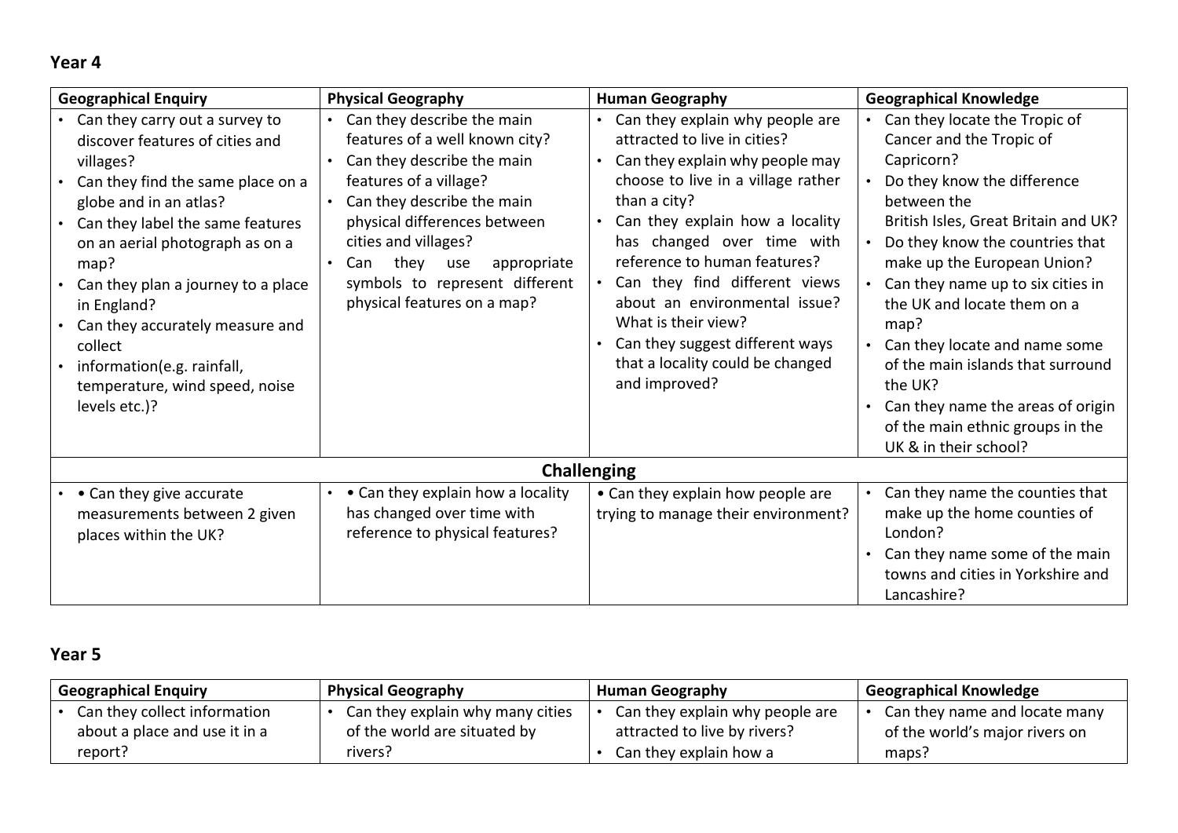## Year 4

| Geographical Enquiry | Physical Geography | Human Geography | Geographical Knowledge |
|---|---|---|---|
| • Can they carry out a survey to discover features of cities and villages?<br>• Can they find the same place on a globe and in an atlas?<br>• Can they label the same features on an aerial photograph as on a map?<br>• Can they plan a journey to a place in England?<br>• Can they accurately measure and collect<br>• information(e.g. rainfall, temperature, wind speed, noise levels etc.)? | • Can they describe the main features of a well known city?<br>• Can they describe the main features of a village?<br>• Can they describe the main physical differences between cities and villages?<br>• Can they use appropriate symbols to represent different physical features on a map? | • Can they explain why people are attracted to live in cities?<br>• Can they explain why people may choose to live in a village rather than a city?<br>• Can they explain how a locality has changed over time with reference to human features?<br>• Can they find different views about an environmental issue? What is their view?<br>• Can they suggest different ways that a locality could be changed and improved? | • Can they locate the Tropic of Cancer and the Tropic of Capricorn?<br>• Do they know the difference between the British Isles, Great Britain and UK?<br>• Do they know the countries that make up the European Union?<br>• Can they name up to six cities in the UK and locate them on a map?<br>• Can they locate and name some of the main islands that surround the UK?<br>• Can they name the areas of origin of the main ethnic groups in the UK & in their school? |
| **Challenging** | | | |
| • • Can they give accurate measurements between 2 given places within the UK? | • • Can they explain how a locality has changed over time with reference to physical features? | • Can they explain how people are trying to manage their environment? | • Can they name the counties that make up the home counties of London?<br>• Can they name some of the main towns and cities in Yorkshire and Lancashire? |

## Year 5

| Geographical Enquiry | Physical Geography | Human Geography | Geographical Knowledge |
|---|---|---|---|
| • Can they collect information about a place and use it in a report? | • Can they explain why many cities of the world are situated by rivers? | • Can they explain why people are attracted to live by rivers?<br>• Can they explain how a | • Can they name and locate many of the world's major rivers on maps? |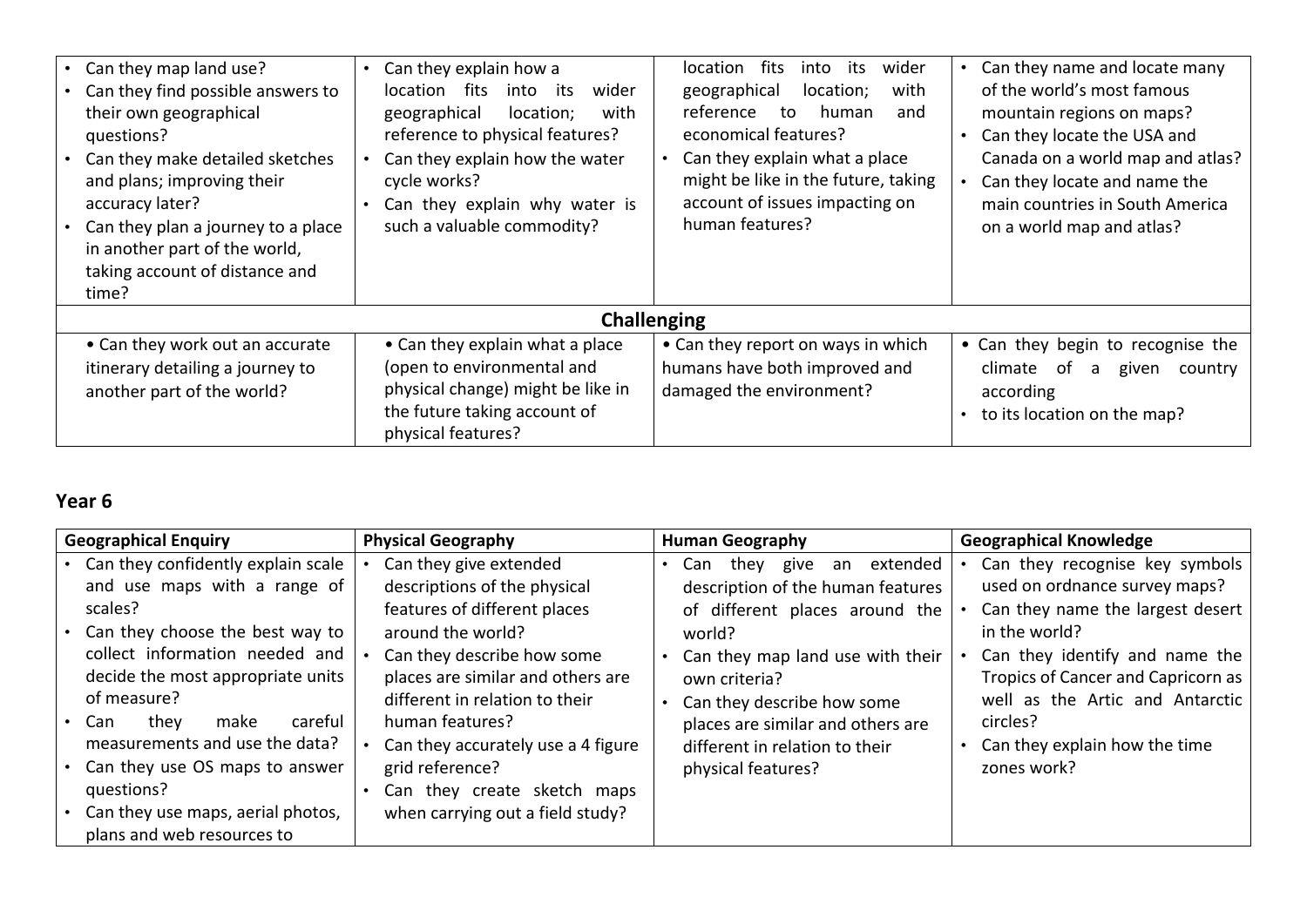| | | | |
|---|---|---|---|
| • Can they map land use?<br>• Can they find possible answers to their own geographical questions?<br>• Can they make detailed sketches and plans; improving their accuracy later?<br>• Can they plan a journey to a place in another part of the world, taking account of distance and time? | • Can they explain how a location fits into its wider geographical location; with reference to physical features?<br>• Can they explain how the water cycle works?<br>• Can they explain why water is such a valuable commodity? | location fits into its wider geographical location; with reference to human and economical features?<br>• Can they explain what a place might be like in the future, taking account of issues impacting on human features? | • Can they name and locate many of the world's most famous mountain regions on maps?<br>• Can they locate the USA and Canada on a world map and atlas?<br>• Can they locate and name the main countries in South America on a world map and atlas? |
| **Challenging** | | | |
| • Can they work out an accurate itinerary detailing a journey to another part of the world? | • Can they explain what a place (open to environmental and physical change) might be like in the future taking account of physical features? | • Can they report on ways in which humans have both improved and damaged the environment? | • Can they begin to recognise the climate of a given country according<br>• to its location on the map? |

## Year 6

| Geographical Enquiry | Physical Geography | Human Geography | Geographical Knowledge |
|---|---|---|---|
| • Can they confidently explain scale and use maps with a range of scales?<br>• Can they choose the best way to collect information needed and decide the most appropriate units of measure?<br>• Can they make careful measurements and use the data?<br>• Can they use OS maps to answer questions?<br>• Can they use maps, aerial photos, plans and web resources to | • Can they give extended descriptions of the physical features of different places around the world?<br>• Can they describe how some places are similar and others are different in relation to their human features?<br>• Can they accurately use a 4 figure grid reference?<br>• Can they create sketch maps when carrying out a field study? | • Can they give an extended description of the human features of different places around the world?<br>• Can they map land use with their own criteria?<br>• Can they describe how some places are similar and others are different in relation to their physical features? | • Can they recognise key symbols used on ordnance survey maps?<br>• Can they name the largest desert in the world?<br>• Can they identify and name the Tropics of Cancer and Capricorn as well as the Artic and Antarctic circles?<br>• Can they explain how the time zones work? |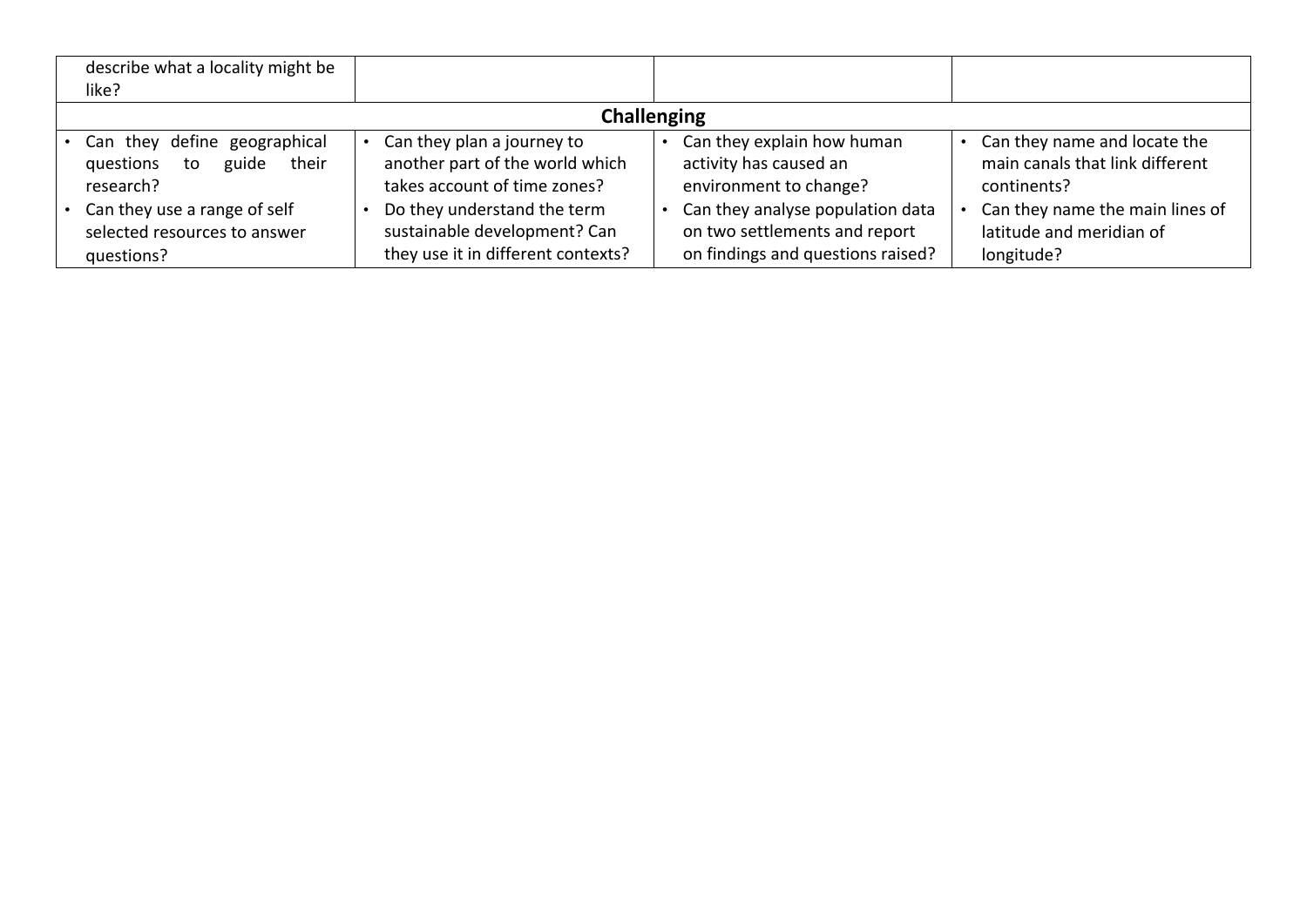| | | | |
|---|---|---|---|
| describe what a locality might be like? | | | |
| **Challenging** | | | |
| • Can they define geographical questions to guide their research?<br>• Can they use a range of self selected resources to answer questions? | • Can they plan a journey to another part of the world which takes account of time zones?<br>• Do they understand the term sustainable development? Can they use it in different contexts? | • Can they explain how human activity has caused an environment to change?<br>• Can they analyse population data on two settlements and report on findings and questions raised? | • Can they name and locate the main canals that link different continents?<br>• Can they name the main lines of latitude and meridian of longitude? |